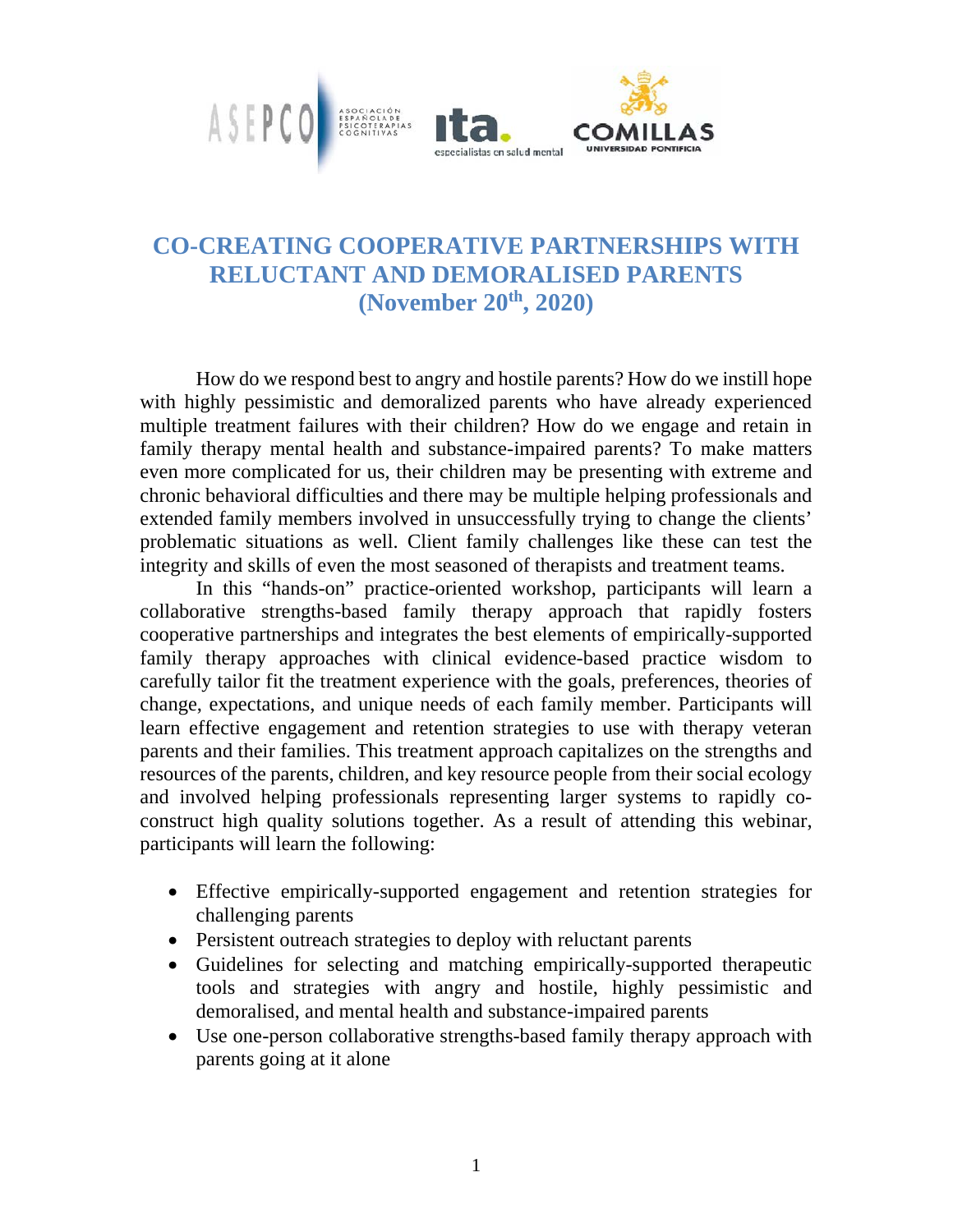# CO-CREATING COOPERATIVE PARTNERSHIPS WITH RELUCTANT AND DEMORALISED PARENTS (November 20th, 2020)

How do we respond best to angry and hostile parents? How do we instill hope with highly pessimistic and demoralized parents who have already experienced multiple treatment failures with their children? How do we engage and retain in family therapy mental health and substance-impaired parents? To make matters even more complicated for us, their children may be presenting with extreme and chronic behavioral difficulties and there may be multiple helping professionals and extended family members involved in unsuccessfully trying to change the clients' problematic situations as well. Client family challenges like these can test the integrity and skills of even the most seasoned of therapists and treatment teams.

In this "hands-on" practice-oriented workshop, participants will learn a collaborative strengths-based family therapy approach that rapidly fosters cooperative partnerships and integrates the best elements of empirically-supported family therapy approaches with clinical evidence-based practice wisdom to carefully tailor fit the treatment experience with the goals, preferences, theories of change, expectations, and unique needs of each family member. Participants will learn effective engagement and retention strategies to use with therapy veteran parents and their families. This treatment approach capitalizes on the strengths and resources of the parents, children, and key resource people from their social ecology and involved helping professionals representing larger systems to rapidly co-construct high quality solutions together. As a result of attending this webinar, participants will learn the following:

- Effective empirically-supported engagement and retention strategies for challenging parents
- Persistent outreach strategies to deploy with reluctant parents
- Guidelines for selecting and matching empirically-supported therapeutic tools and strategies with angry and hostile, highly pessimistic and demoralised, and mental health and substance-impaired parents
- Use one-person collaborative strengths-based family therapy approach with parents going at it alone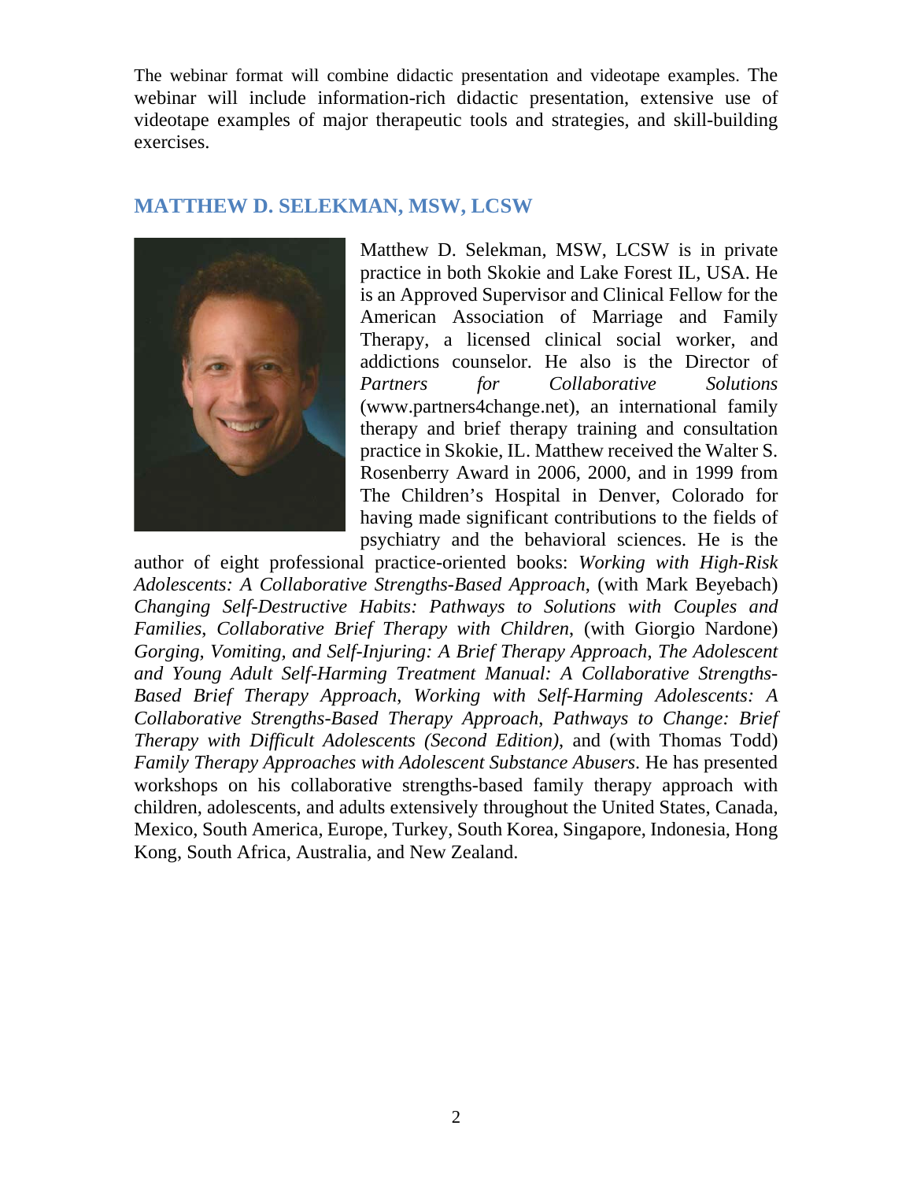The webinar format will combine didactic presentation and videotape examples. The webinar will include information-rich didactic presentation, extensive use of videotape examples of major therapeutic tools and strategies, and skill-building exercises.

## MATTHEW D. SELEKMAN, MSW, LCSW

Matthew D. Selekman, MSW, LCSW is in private practice in both Skokie and Lake Forest IL, USA. He is an Approved Supervisor and Clinical Fellow for the American Association of Marriage and Family Therapy, a licensed clinical social worker, and addictions counselor. He also is the Director of *Partners for Collaborative Solutions* (www.partners4change.net), an international family therapy and brief therapy training and consultation practice in Skokie, IL. Matthew received the Walter S. Rosenberry Award in 2006, 2000, and in 1999 from The Children's Hospital in Denver, Colorado for having made significant contributions to the fields of psychiatry and the behavioral sciences. He is the author of eight professional practice-oriented books: *Working with High-Risk Adolescents: A Collaborative Strengths-Based Approach*, (with Mark Beyebach) *Changing Self-Destructive Habits: Pathways to Solutions with Couples and Families*, *Collaborative Brief Therapy with Children*, (with Giorgio Nardone) *Gorging, Vomiting, and Self-Injuring: A Brief Therapy Approach*, *The Adolescent and Young Adult Self-Harming Treatment Manual: A Collaborative Strengths-Based Brief Therapy Approach*, *Working with Self-Harming Adolescents: A Collaborative Strengths-Based Therapy Approach*, *Pathways to Change: Brief Therapy with Difficult Adolescents (Second Edition)*, and (with Thomas Todd) *Family Therapy Approaches with Adolescent Substance Abusers*. He has presented workshops on his collaborative strengths-based family therapy approach with children, adolescents, and adults extensively throughout the United States, Canada, Mexico, South America, Europe, Turkey, South Korea, Singapore, Indonesia, Hong Kong, South Africa, Australia, and New Zealand.